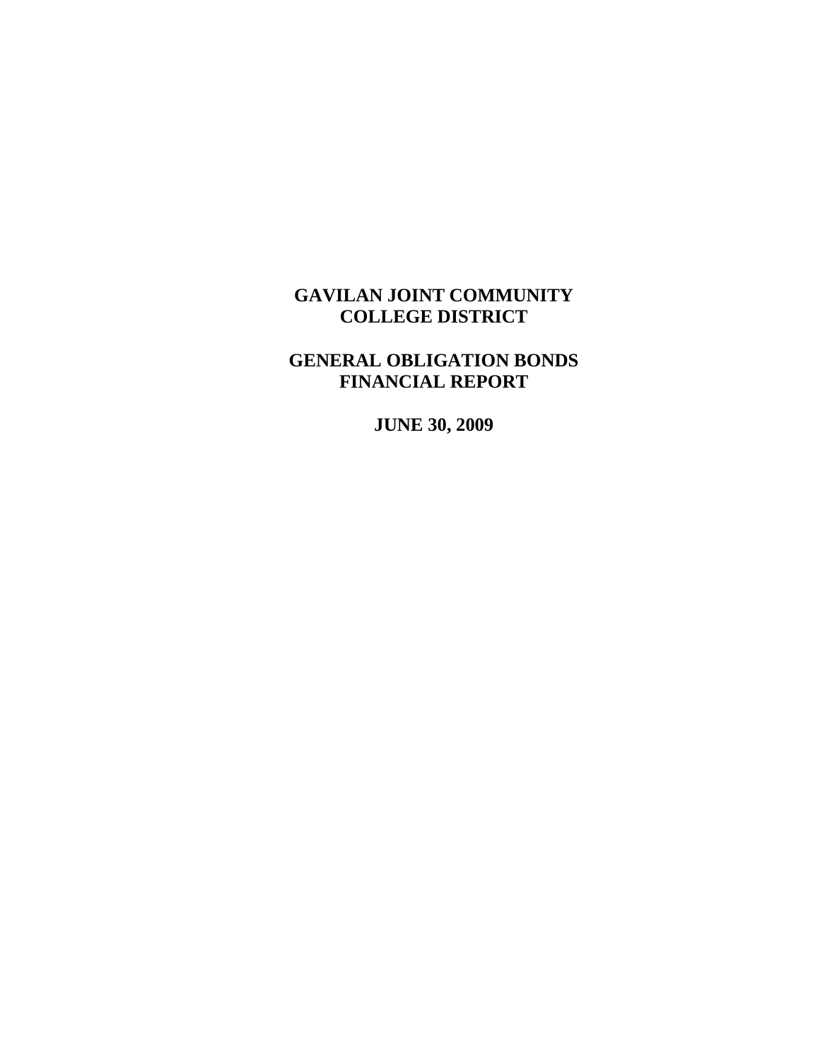# GAVILAN JOINT COMMUNITY COLLEGE DISTRICT

# GENERAL OBLIGATION BONDS FINANCIAL REPORT

**JUNE 30, 2009**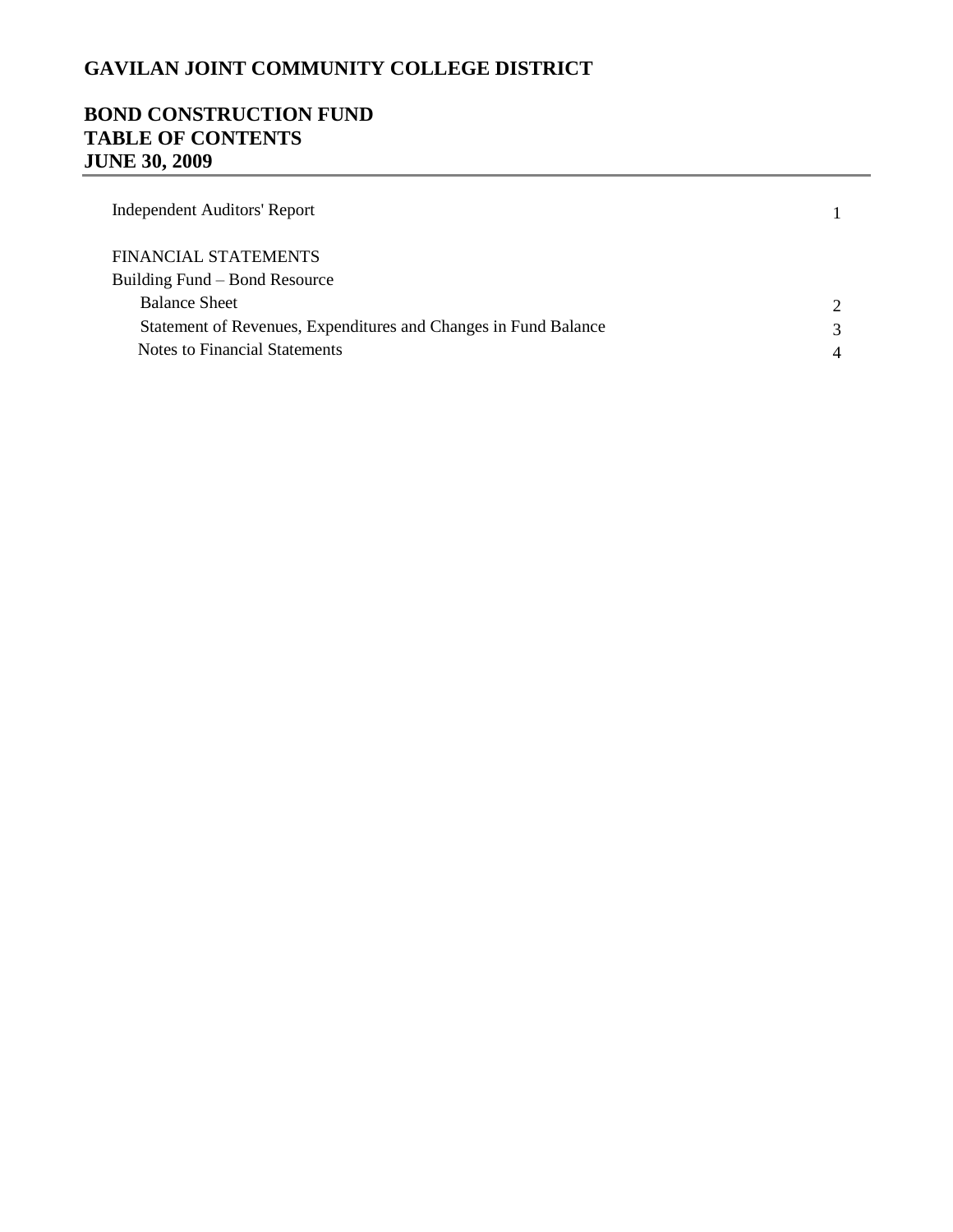# GAVILAN JOINT COMMUNITY COLLEGE DISTRICT

## BOND CONSTRUCTION FUND
## TABLE OF CONTENTS
## JUNE 30, 2009

| | |
|---|---|
| Independent Auditors' Report | 1 |
| FINANCIAL STATEMENTS | |
| Building Fund – Bond Resource | |
| Balance Sheet | 2 |
| Statement of Revenues, Expenditures and Changes in Fund Balance | 3 |
| Notes to Financial Statements | 4 |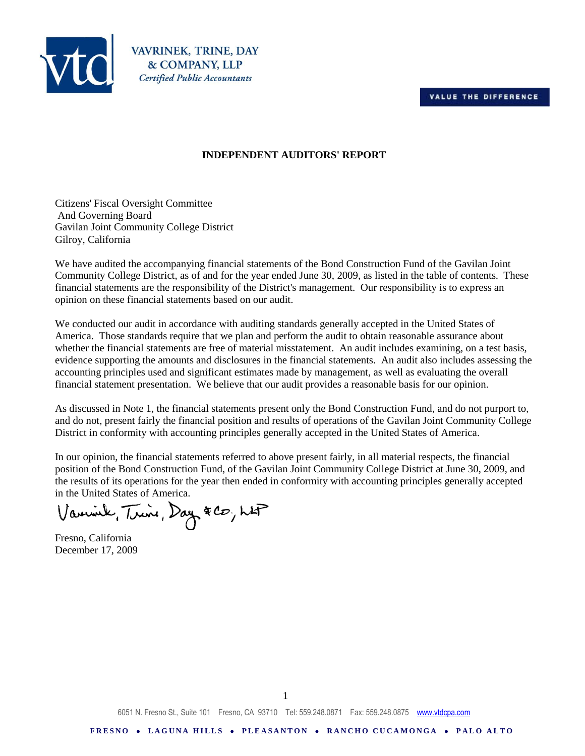VAVRINEK, TRINE, DAY
& COMPANY, LLP
*Certified Public Accountants*

VALUE THE DIFFERENCE

## INDEPENDENT AUDITORS' REPORT

Citizens' Fiscal Oversight Committee
And Governing Board
Gavilan Joint Community College District
Gilroy, California

We have audited the accompanying financial statements of the Bond Construction Fund of the Gavilan Joint Community College District, as of and for the year ended June 30, 2009, as listed in the table of contents. These financial statements are the responsibility of the District's management. Our responsibility is to express an opinion on these financial statements based on our audit.

We conducted our audit in accordance with auditing standards generally accepted in the United States of America. Those standards require that we plan and perform the audit to obtain reasonable assurance about whether the financial statements are free of material misstatement. An audit includes examining, on a test basis, evidence supporting the amounts and disclosures in the financial statements. An audit also includes assessing the accounting principles used and significant estimates made by management, as well as evaluating the overall financial statement presentation. We believe that our audit provides a reasonable basis for our opinion.

As discussed in Note 1, the financial statements present only the Bond Construction Fund, and do not purport to, and do not, present fairly the financial position and results of operations of the Gavilan Joint Community College District in conformity with accounting principles generally accepted in the United States of America.

In our opinion, the financial statements referred to above present fairly, in all material respects, the financial position of the Bond Construction Fund, of the Gavilan Joint Community College District at June 30, 2009, and the results of its operations for the year then ended in conformity with accounting principles generally accepted in the United States of America.

Vavrinek, Trine, Day & Co., LLP

Fresno, California
December 17, 2009

6051 N. Fresno St., Suite 101 Fresno, CA 93710 Tel: 559.248.0871 Fax: 559.248.0875 www.vtdcpa.com

FRESNO • LAGUNA HILLS • PLEASANTON • RANCHO CUCAMONGA • PALO ALTO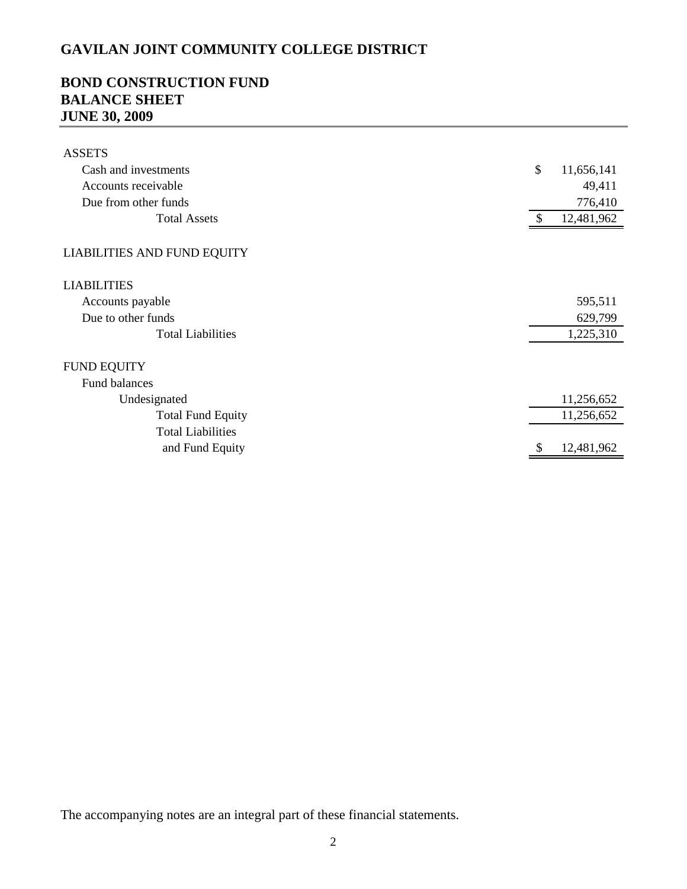# GAVILAN JOINT COMMUNITY COLLEGE DISTRICT

## BOND CONSTRUCTION FUND
## BALANCE SHEET
## JUNE 30, 2009

| | |
|---|---|
| **ASSETS** | |
| Cash and investments | $ 11,656,141 |
| Accounts receivable | 49,411 |
| Due from other funds | 776,410 |
| Total Assets | $ 12,481,962 |
| **LIABILITIES AND FUND EQUITY** | |
| **LIABILITIES** | |
| Accounts payable | 595,511 |
| Due to other funds | 629,799 |
| Total Liabilities | 1,225,310 |
| **FUND EQUITY** | |
| Fund balances | |
| Undesignated | 11,256,652 |
| Total Fund Equity | 11,256,652 |
| Total Liabilities and Fund Equity | $ 12,481,962 |

The accompanying notes are an integral part of these financial statements.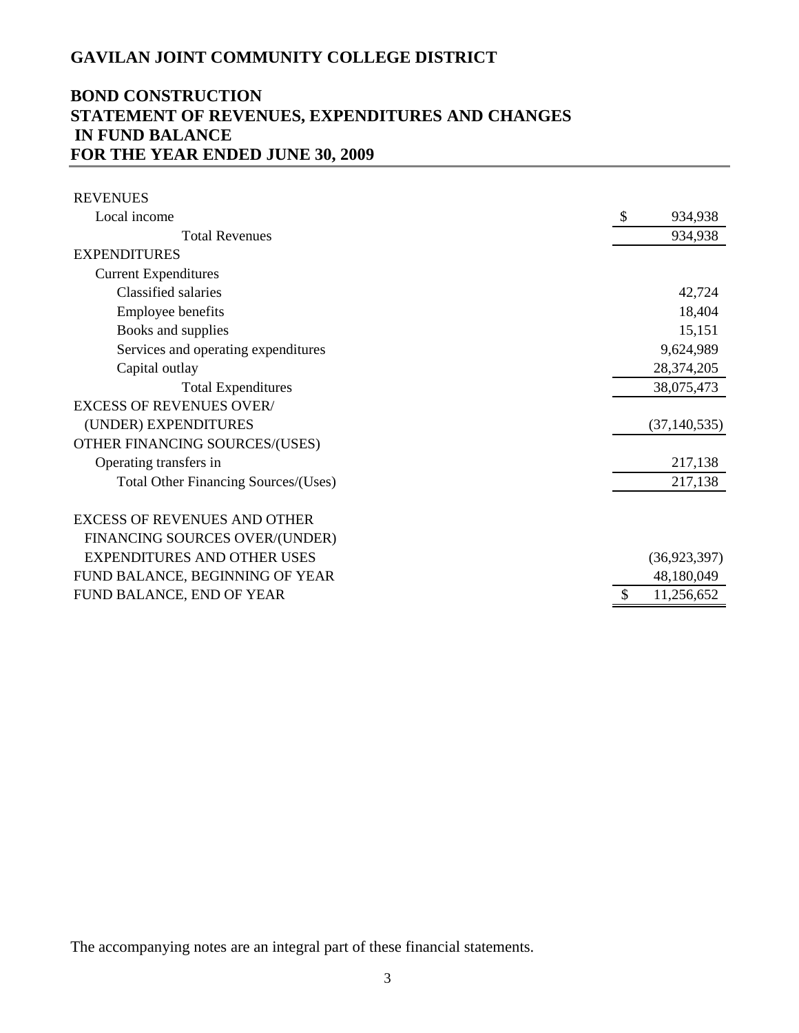# GAVILAN JOINT COMMUNITY COLLEGE DISTRICT

## BOND CONSTRUCTION
## STATEMENT OF REVENUES, EXPENDITURES AND CHANGES IN FUND BALANCE
## FOR THE YEAR ENDED JUNE 30, 2009

| | |
|---|---|
| REVENUES | |
| Local income | $ 934,938 |
| Total Revenues | 934,938 |
| EXPENDITURES | |
| Current Expenditures | |
| Classified salaries | 42,724 |
| Employee benefits | 18,404 |
| Books and supplies | 15,151 |
| Services and operating expenditures | 9,624,989 |
| Capital outlay | 28,374,205 |
| Total Expenditures | 38,075,473 |
| EXCESS OF REVENUES OVER/ (UNDER) EXPENDITURES | (37,140,535) |
| OTHER FINANCING SOURCES/(USES) | |
| Operating transfers in | 217,138 |
| Total Other Financing Sources/(Uses) | 217,138 |
| EXCESS OF REVENUES AND OTHER FINANCING SOURCES OVER/(UNDER) EXPENDITURES AND OTHER USES | (36,923,397) |
| FUND BALANCE, BEGINNING OF YEAR | 48,180,049 |
| FUND BALANCE, END OF YEAR | $ 11,256,652 |

The accompanying notes are an integral part of these financial statements.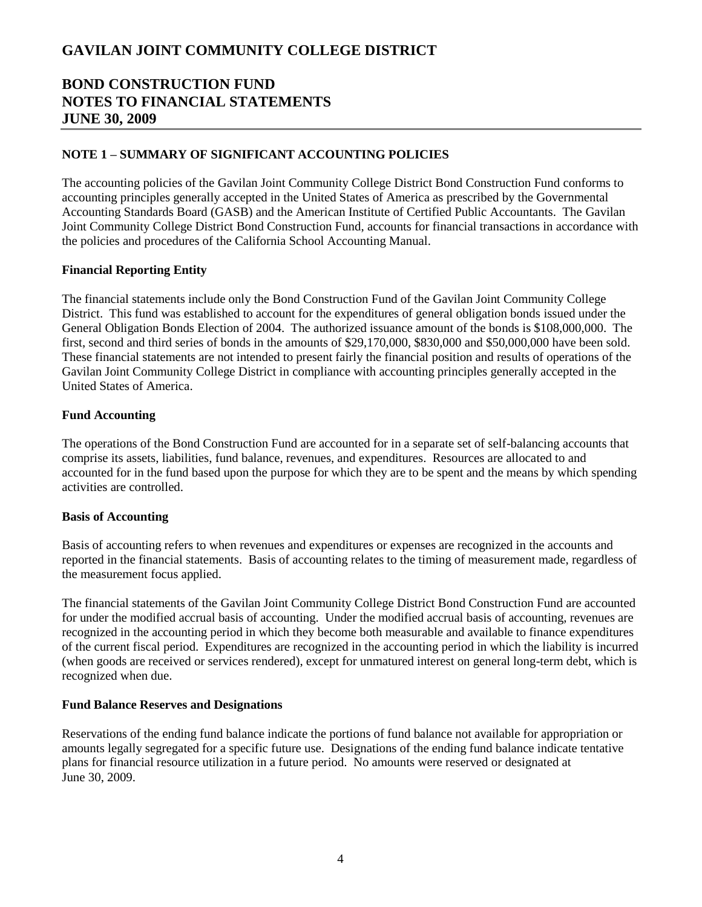# GAVILAN JOINT COMMUNITY COLLEGE DISTRICT

## BOND CONSTRUCTION FUND
## NOTES TO FINANCIAL STATEMENTS
## JUNE 30, 2009

### NOTE 1 – SUMMARY OF SIGNIFICANT ACCOUNTING POLICIES

The accounting policies of the Gavilan Joint Community College District Bond Construction Fund conforms to accounting principles generally accepted in the United States of America as prescribed by the Governmental Accounting Standards Board (GASB) and the American Institute of Certified Public Accountants. The Gavilan Joint Community College District Bond Construction Fund, accounts for financial transactions in accordance with the policies and procedures of the California School Accounting Manual.

**Financial Reporting Entity**

The financial statements include only the Bond Construction Fund of the Gavilan Joint Community College District. This fund was established to account for the expenditures of general obligation bonds issued under the General Obligation Bonds Election of 2004. The authorized issuance amount of the bonds is $108,000,000. The first, second and third series of bonds in the amounts of $29,170,000, $830,000 and $50,000,000 have been sold. These financial statements are not intended to present fairly the financial position and results of operations of the Gavilan Joint Community College District in compliance with accounting principles generally accepted in the United States of America.

**Fund Accounting**

The operations of the Bond Construction Fund are accounted for in a separate set of self-balancing accounts that comprise its assets, liabilities, fund balance, revenues, and expenditures. Resources are allocated to and accounted for in the fund based upon the purpose for which they are to be spent and the means by which spending activities are controlled.

**Basis of Accounting**

Basis of accounting refers to when revenues and expenditures or expenses are recognized in the accounts and reported in the financial statements. Basis of accounting relates to the timing of measurement made, regardless of the measurement focus applied.

The financial statements of the Gavilan Joint Community College District Bond Construction Fund are accounted for under the modified accrual basis of accounting. Under the modified accrual basis of accounting, revenues are recognized in the accounting period in which they become both measurable and available to finance expenditures of the current fiscal period. Expenditures are recognized in the accounting period in which the liability is incurred (when goods are received or services rendered), except for unmatured interest on general long-term debt, which is recognized when due.

**Fund Balance Reserves and Designations**

Reservations of the ending fund balance indicate the portions of fund balance not available for appropriation or amounts legally segregated for a specific future use. Designations of the ending fund balance indicate tentative plans for financial resource utilization in a future period. No amounts were reserved or designated at June 30, 2009.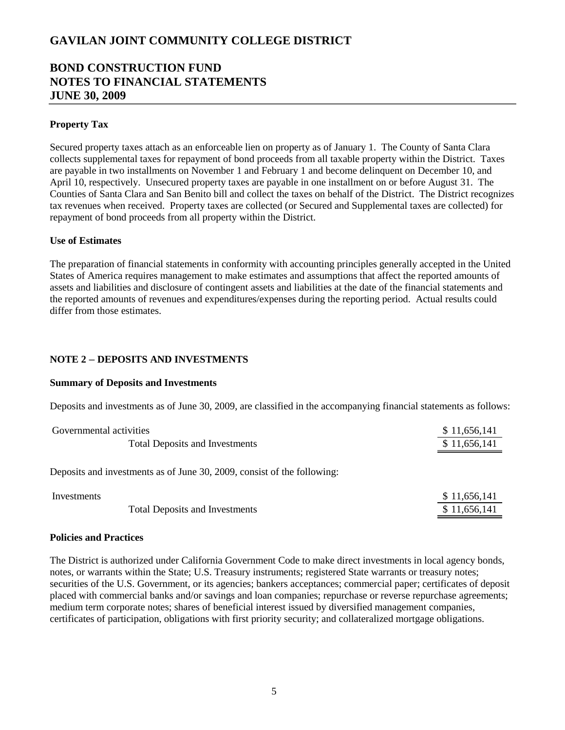# GAVILAN JOINT COMMUNITY COLLEGE DISTRICT

## BOND CONSTRUCTION FUND
## NOTES TO FINANCIAL STATEMENTS
## JUNE 30, 2009

**Property Tax**

Secured property taxes attach as an enforceable lien on property as of January 1. The County of Santa Clara collects supplemental taxes for repayment of bond proceeds from all taxable property within the District. Taxes are payable in two installments on November 1 and February 1 and become delinquent on December 10, and April 10, respectively. Unsecured property taxes are payable in one installment on or before August 31. The Counties of Santa Clara and San Benito bill and collect the taxes on behalf of the District. The District recognizes tax revenues when received. Property taxes are collected (or Secured and Supplemental taxes are collected) for repayment of bond proceeds from all property within the District.

**Use of Estimates**

The preparation of financial statements in conformity with accounting principles generally accepted in the United States of America requires management to make estimates and assumptions that affect the reported amounts of assets and liabilities and disclosure of contingent assets and liabilities at the date of the financial statements and the reported amounts of revenues and expenditures/expenses during the reporting period. Actual results could differ from those estimates.

### NOTE 2 – DEPOSITS AND INVESTMENTS

**Summary of Deposits and Investments**

Deposits and investments as of June 30, 2009, are classified in the accompanying financial statements as follows:

| | |
|---|---|
| Governmental activities | \$ 11,656,141 |
| Total Deposits and Investments | \$ 11,656,141 |

Deposits and investments as of June 30, 2009, consist of the following:

| | |
|---|---|
| Investments | \$ 11,656,141 |
| Total Deposits and Investments | \$ 11,656,141 |

**Policies and Practices**

The District is authorized under California Government Code to make direct investments in local agency bonds, notes, or warrants within the State; U.S. Treasury instruments; registered State warrants or treasury notes; securities of the U.S. Government, or its agencies; bankers acceptances; commercial paper; certificates of deposit placed with commercial banks and/or savings and loan companies; repurchase or reverse repurchase agreements; medium term corporate notes; shares of beneficial interest issued by diversified management companies, certificates of participation, obligations with first priority security; and collateralized mortgage obligations.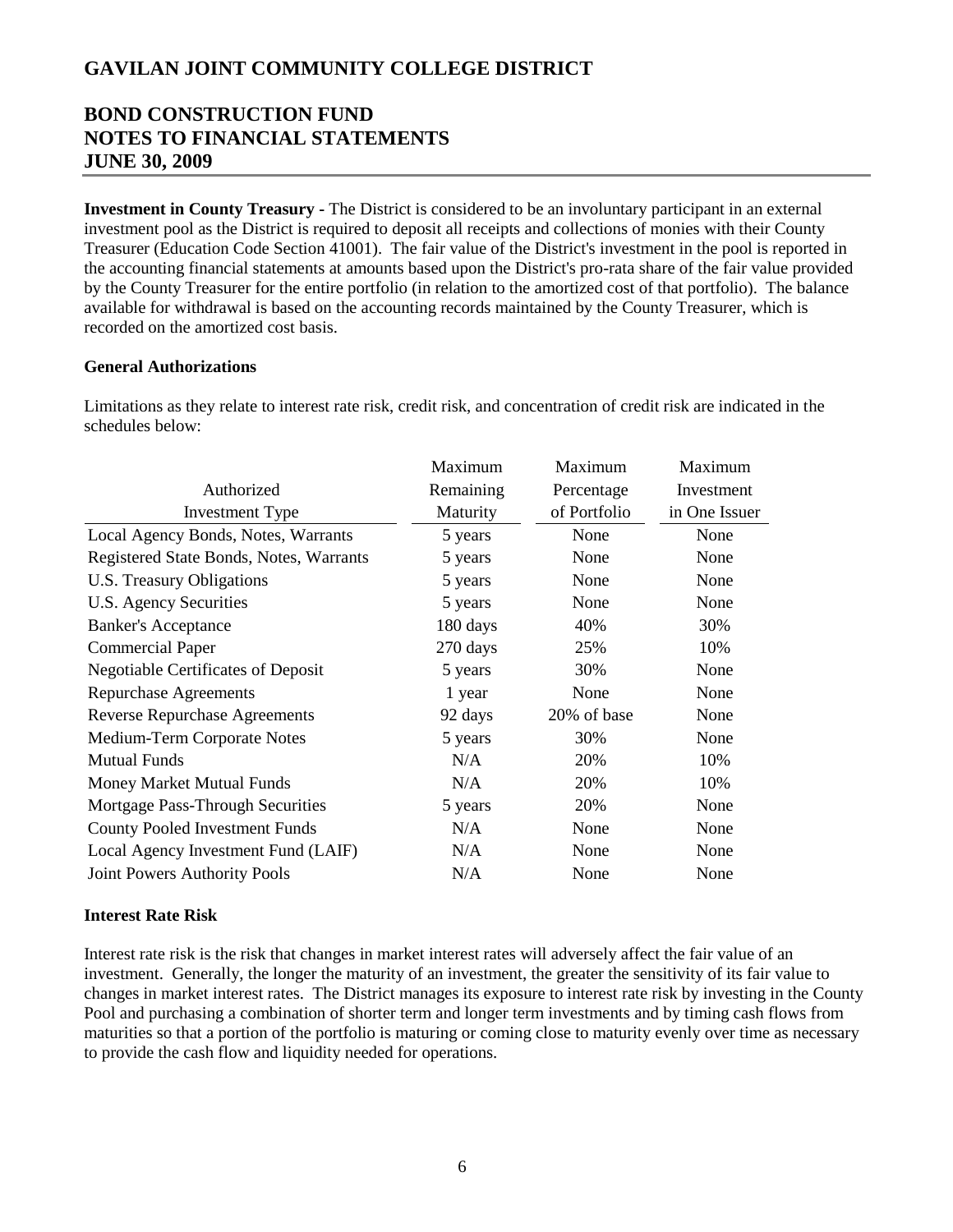# GAVILAN JOINT COMMUNITY COLLEGE DISTRICT

## BOND CONSTRUCTION FUND
## NOTES TO FINANCIAL STATEMENTS
## JUNE 30, 2009

**Investment in County Treasury -** The District is considered to be an involuntary participant in an external investment pool as the District is required to deposit all receipts and collections of monies with their County Treasurer (Education Code Section 41001). The fair value of the District's investment in the pool is reported in the accounting financial statements at amounts based upon the District's pro-rata share of the fair value provided by the County Treasurer for the entire portfolio (in relation to the amortized cost of that portfolio). The balance available for withdrawal is based on the accounting records maintained by the County Treasurer, which is recorded on the amortized cost basis.

**General Authorizations**

Limitations as they relate to interest rate risk, credit risk, and concentration of credit risk are indicated in the schedules below:

| Authorized Investment Type | Maximum Remaining Maturity | Maximum Percentage of Portfolio | Maximum Investment in One Issuer |
|---|---|---|---|
| Local Agency Bonds, Notes, Warrants | 5 years | None | None |
| Registered State Bonds, Notes, Warrants | 5 years | None | None |
| U.S. Treasury Obligations | 5 years | None | None |
| U.S. Agency Securities | 5 years | None | None |
| Banker's Acceptance | 180 days | 40% | 30% |
| Commercial Paper | 270 days | 25% | 10% |
| Negotiable Certificates of Deposit | 5 years | 30% | None |
| Repurchase Agreements | 1 year | None | None |
| Reverse Repurchase Agreements | 92 days | 20% of base | None |
| Medium-Term Corporate Notes | 5 years | 30% | None |
| Mutual Funds | N/A | 20% | 10% |
| Money Market Mutual Funds | N/A | 20% | 10% |
| Mortgage Pass-Through Securities | 5 years | 20% | None |
| County Pooled Investment Funds | N/A | None | None |
| Local Agency Investment Fund (LAIF) | N/A | None | None |
| Joint Powers Authority Pools | N/A | None | None |

**Interest Rate Risk**

Interest rate risk is the risk that changes in market interest rates will adversely affect the fair value of an investment. Generally, the longer the maturity of an investment, the greater the sensitivity of its fair value to changes in market interest rates. The District manages its exposure to interest rate risk by investing in the County Pool and purchasing a combination of shorter term and longer term investments and by timing cash flows from maturities so that a portion of the portfolio is maturing or coming close to maturity evenly over time as necessary to provide the cash flow and liquidity needed for operations.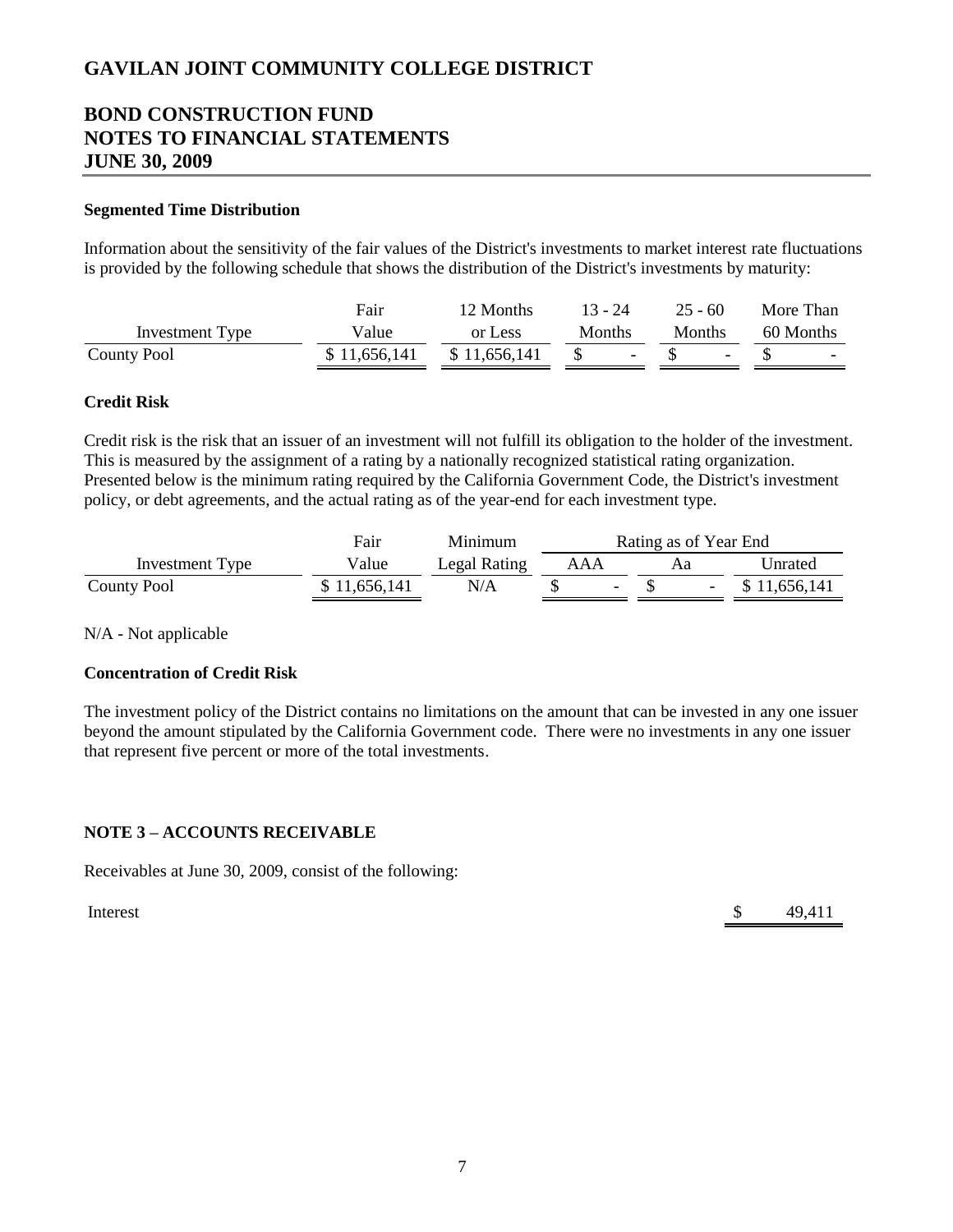# GAVILAN JOINT COMMUNITY COLLEGE DISTRICT

## BOND CONSTRUCTION FUND
## NOTES TO FINANCIAL STATEMENTS
## JUNE 30, 2009

**Segmented Time Distribution**

Information about the sensitivity of the fair values of the District's investments to market interest rate fluctuations is provided by the following schedule that shows the distribution of the District's investments by maturity:

| Investment Type | Fair Value | 12 Months or Less | 13 - 24 Months | 25 - 60 Months | More Than 60 Months |
|---|---|---|---|---|---|
| County Pool | $ 11,656,141 | $ 11,656,141 | $ - | $ - | $ - |

**Credit Risk**

Credit risk is the risk that an issuer of an investment will not fulfill its obligation to the holder of the investment. This is measured by the assignment of a rating by a nationally recognized statistical rating organization. Presented below is the minimum rating required by the California Government Code, the District's investment policy, or debt agreements, and the actual rating as of the year-end for each investment type.

| Investment Type | Fair Value | Minimum Legal Rating | Rating as of Year End | | |
|---|---|---|---|---|---|
| | | | AAA | Aa | Unrated |
| County Pool | $ 11,656,141 | N/A | $ - | $ - | $ 11,656,141 |

N/A - Not applicable

**Concentration of Credit Risk**

The investment policy of the District contains no limitations on the amount that can be invested in any one issuer beyond the amount stipulated by the California Government code. There were no investments in any one issuer that represent five percent or more of the total investments.

**NOTE 3 – ACCOUNTS RECEIVABLE**

Receivables at June 30, 2009, consist of the following:

| | |
|---|---|
| Interest | $ 49,411 |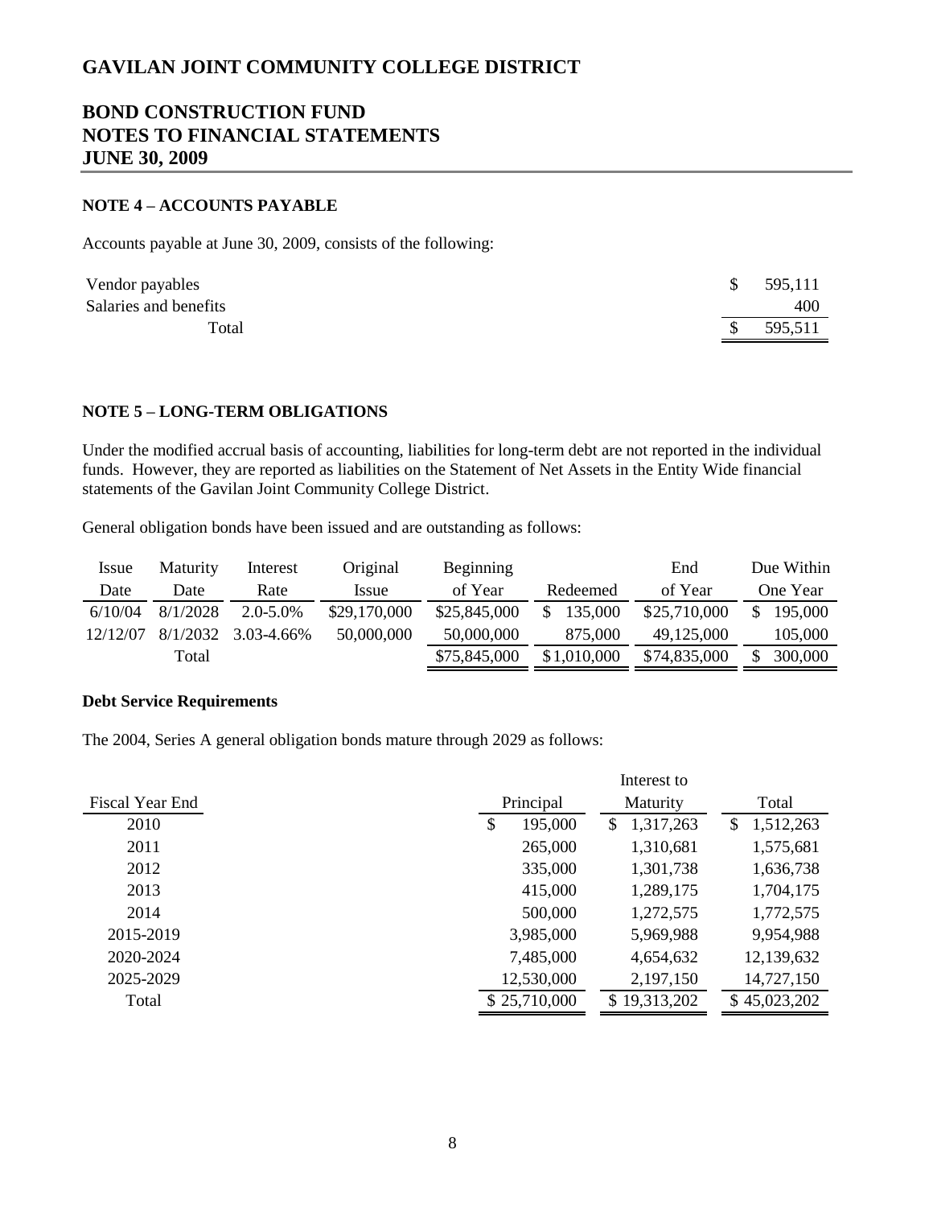# GAVILAN JOINT COMMUNITY COLLEGE DISTRICT

## BOND CONSTRUCTION FUND
## NOTES TO FINANCIAL STATEMENTS
## JUNE 30, 2009

### NOTE 4 – ACCOUNTS PAYABLE

Accounts payable at June 30, 2009, consists of the following:

| | |
|---|---|
| Vendor payables | $ 595,111 |
| Salaries and benefits | 400 |
| Total | $ 595,511 |

### NOTE 5 – LONG-TERM OBLIGATIONS

Under the modified accrual basis of accounting, liabilities for long-term debt are not reported in the individual funds. However, they are reported as liabilities on the Statement of Net Assets in the Entity Wide financial statements of the Gavilan Joint Community College District.

General obligation bonds have been issued and are outstanding as follows:

| Issue Date | Maturity Date | Interest Rate | Original Issue | Beginning of Year | Redeemed | End of Year | Due Within One Year |
|---|---|---|---|---|---|---|---|
| 6/10/04 | 8/1/2028 | 2.0-5.0% | $29,170,000 | $25,845,000 | $ 135,000 | $25,710,000 | $ 195,000 |
| 12/12/07 | 8/1/2032 | 3.03-4.66% | 50,000,000 | 50,000,000 | 875,000 | 49,125,000 | 105,000 |
| | Total | | | $75,845,000 | $1,010,000 | $74,835,000 | $ 300,000 |

**Debt Service Requirements**

The 2004, Series A general obligation bonds mature through 2029 as follows:

| Fiscal Year End | Principal | Interest to Maturity | Total |
|---|---|---|---|
| 2010 | $ 195,000 | $ 1,317,263 | $ 1,512,263 |
| 2011 | 265,000 | 1,310,681 | 1,575,681 |
| 2012 | 335,000 | 1,301,738 | 1,636,738 |
| 2013 | 415,000 | 1,289,175 | 1,704,175 |
| 2014 | 500,000 | 1,272,575 | 1,772,575 |
| 2015-2019 | 3,985,000 | 5,969,988 | 9,954,988 |
| 2020-2024 | 7,485,000 | 4,654,632 | 12,139,632 |
| 2025-2029 | 12,530,000 | 2,197,150 | 14,727,150 |
| Total | $ 25,710,000 | $ 19,313,202 | $ 45,023,202 |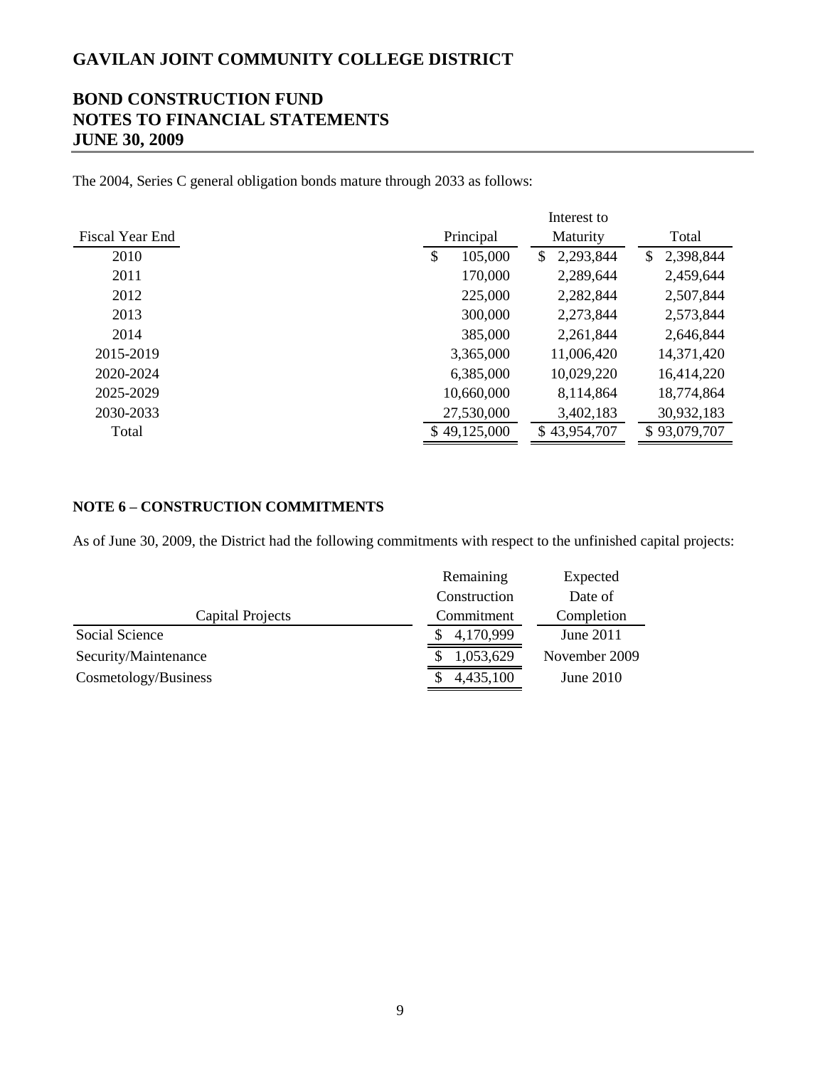# GAVILAN JOINT COMMUNITY COLLEGE DISTRICT

## BOND CONSTRUCTION FUND
## NOTES TO FINANCIAL STATEMENTS
## JUNE 30, 2009

The 2004, Series C general obligation bonds mature through 2033 as follows:

| Fiscal Year End | Principal | Interest to Maturity | Total |
|---|---|---|---|
| 2010 | $ 105,000 | $ 2,293,844 | $ 2,398,844 |
| 2011 | 170,000 | 2,289,644 | 2,459,644 |
| 2012 | 225,000 | 2,282,844 | 2,507,844 |
| 2013 | 300,000 | 2,273,844 | 2,573,844 |
| 2014 | 385,000 | 2,261,844 | 2,646,844 |
| 2015-2019 | 3,365,000 | 11,006,420 | 14,371,420 |
| 2020-2024 | 6,385,000 | 10,029,220 | 16,414,220 |
| 2025-2029 | 10,660,000 | 8,114,864 | 18,774,864 |
| 2030-2033 | 27,530,000 | 3,402,183 | 30,932,183 |
| Total | $ 49,125,000 | $ 43,954,707 | $ 93,079,707 |

### NOTE 6 – CONSTRUCTION COMMITMENTS

As of June 30, 2009, the District had the following commitments with respect to the unfinished capital projects:

| Capital Projects | Remaining Construction Commitment | Expected Date of Completion |
|---|---|---|
| Social Science | $ 4,170,999 | June 2011 |
| Security/Maintenance | $ 1,053,629 | November 2009 |
| Cosmetology/Business | $ 4,435,100 | June 2010 |